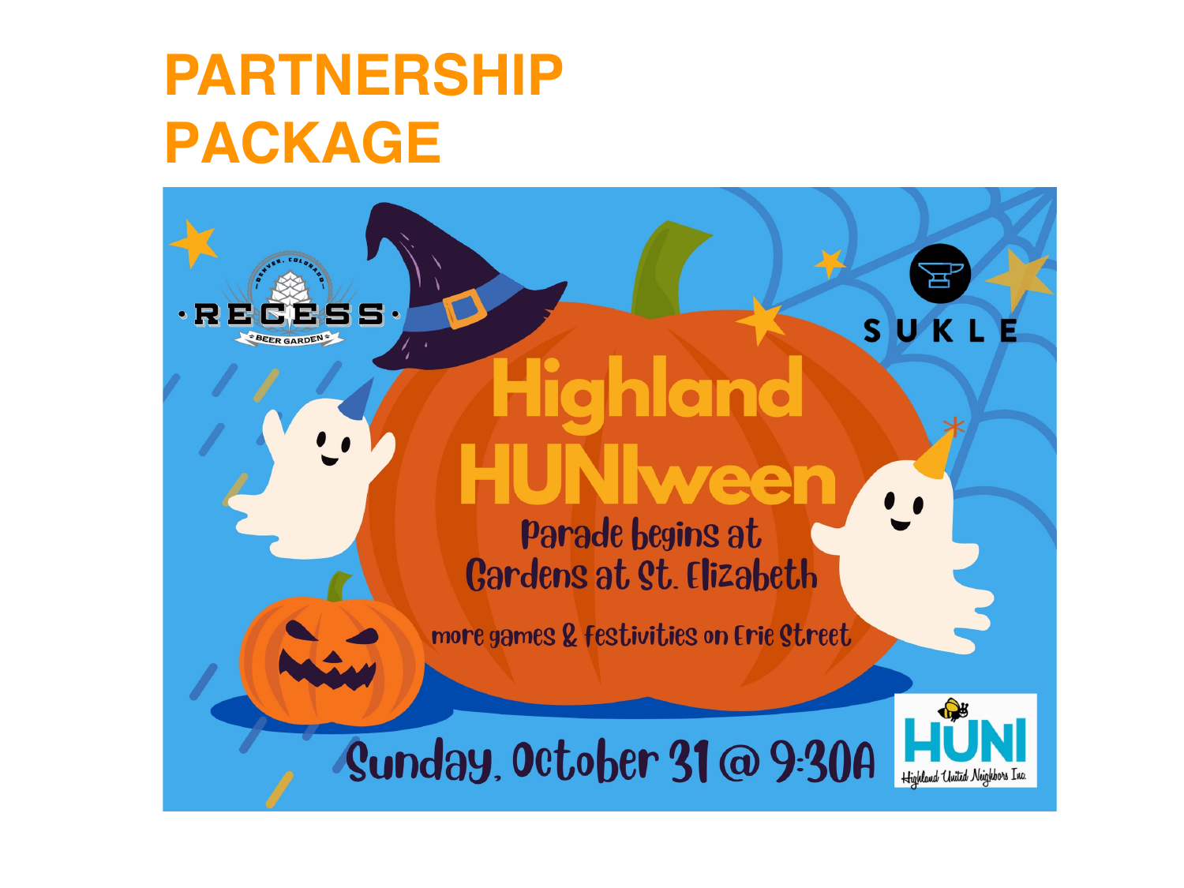# PARTNERSHIP PACKAGE

RECESS BEER GARDEN · DENVER, COLORADO

SUKLE

# Highland HUNIween

Parade begins at Gardens at St. Elizabeth

more games & festivities on Erie Street

Sunday, October 31 @ 9:30A

HUNI Highland United Neighbors Inc.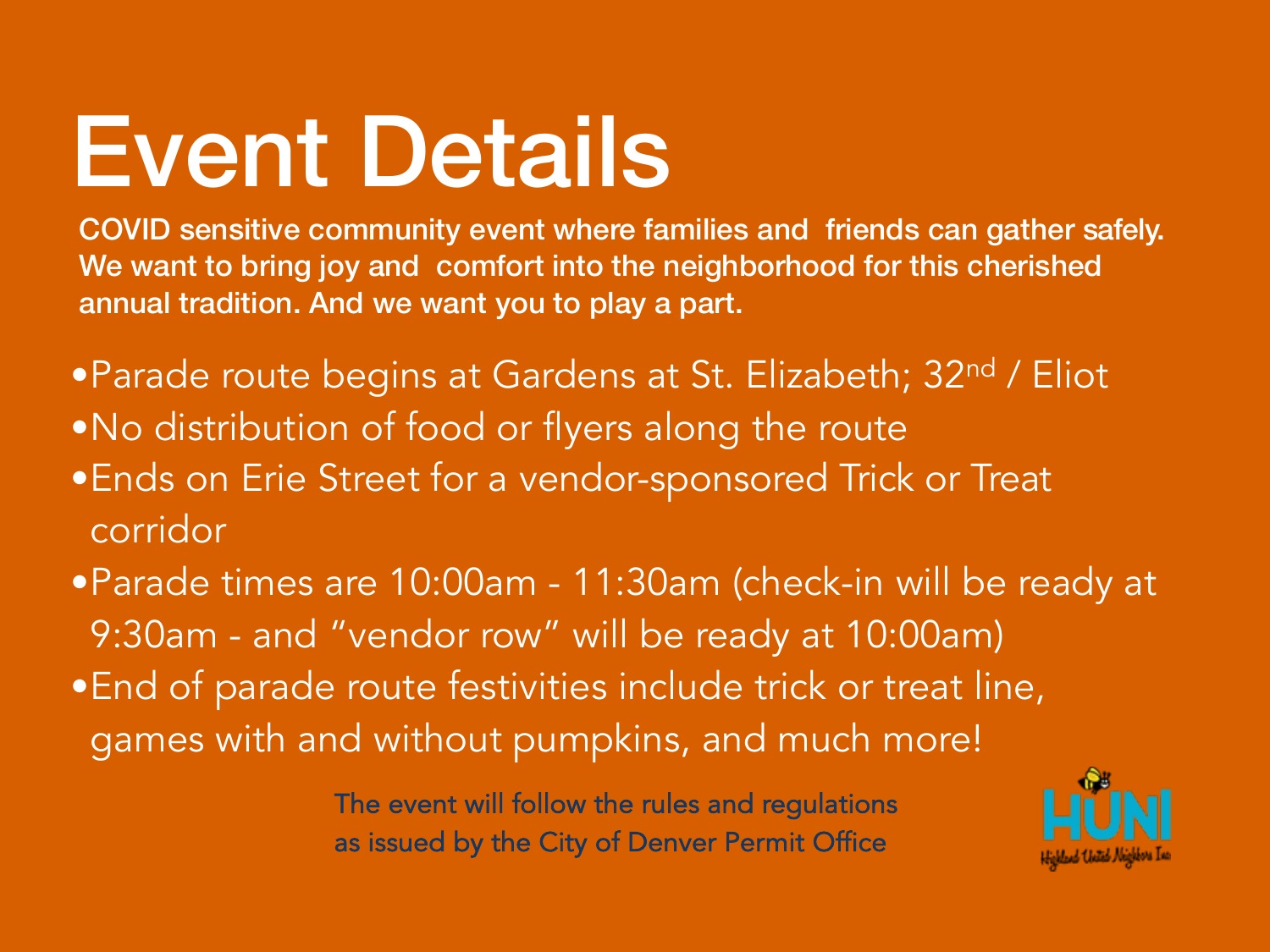# Event Details

**COVID sensitive community event where families and friends can gather safely. We want to bring joy and comfort into the neighborhood for this cherished annual tradition. And we want you to play a part.**

- Parade route begins at Gardens at St. Elizabeth; 32nd / Eliot
- No distribution of food or flyers along the route
- Ends on Erie Street for a vendor-sponsored Trick or Treat corridor
- Parade times are 10:00am - 11:30am (check-in will be ready at 9:30am - and "vendor row" will be ready at 10:00am)
- End of parade route festivities include trick or treat line, games with and without pumpkins, and much more!

The event will follow the rules and regulations as issued by the City of Denver Permit Office

HUNI
Highland United Neighbors Inc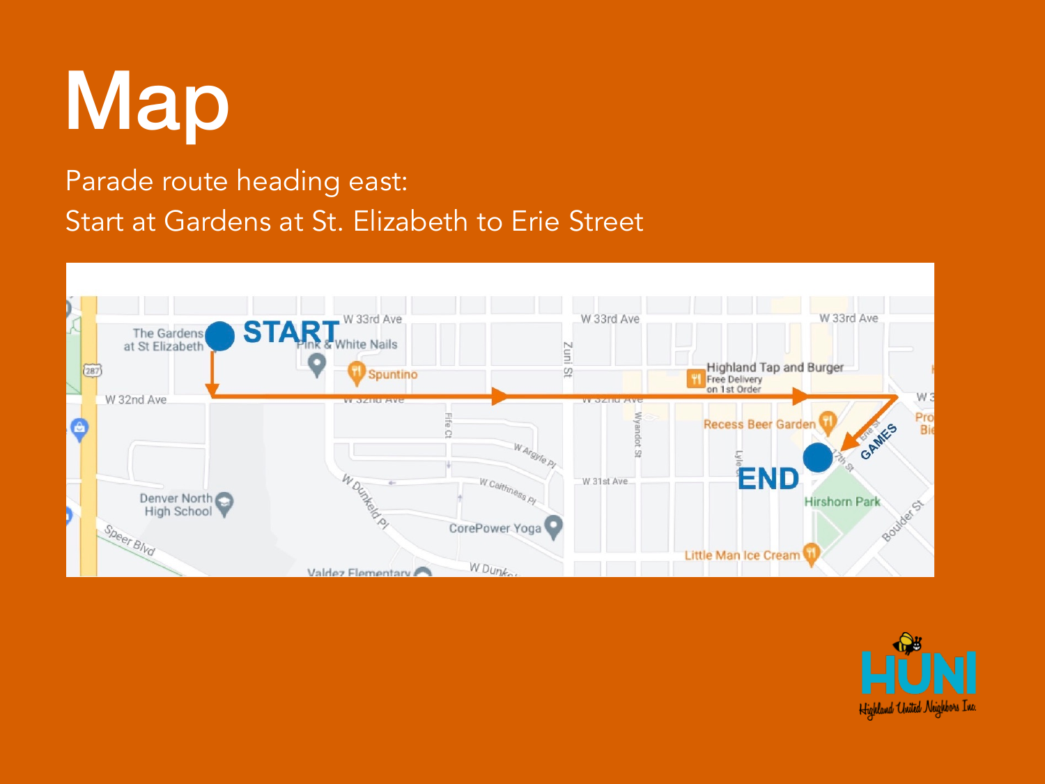# Map

Parade route heading east:
Start at Gardens at St. Elizabeth to Erie Street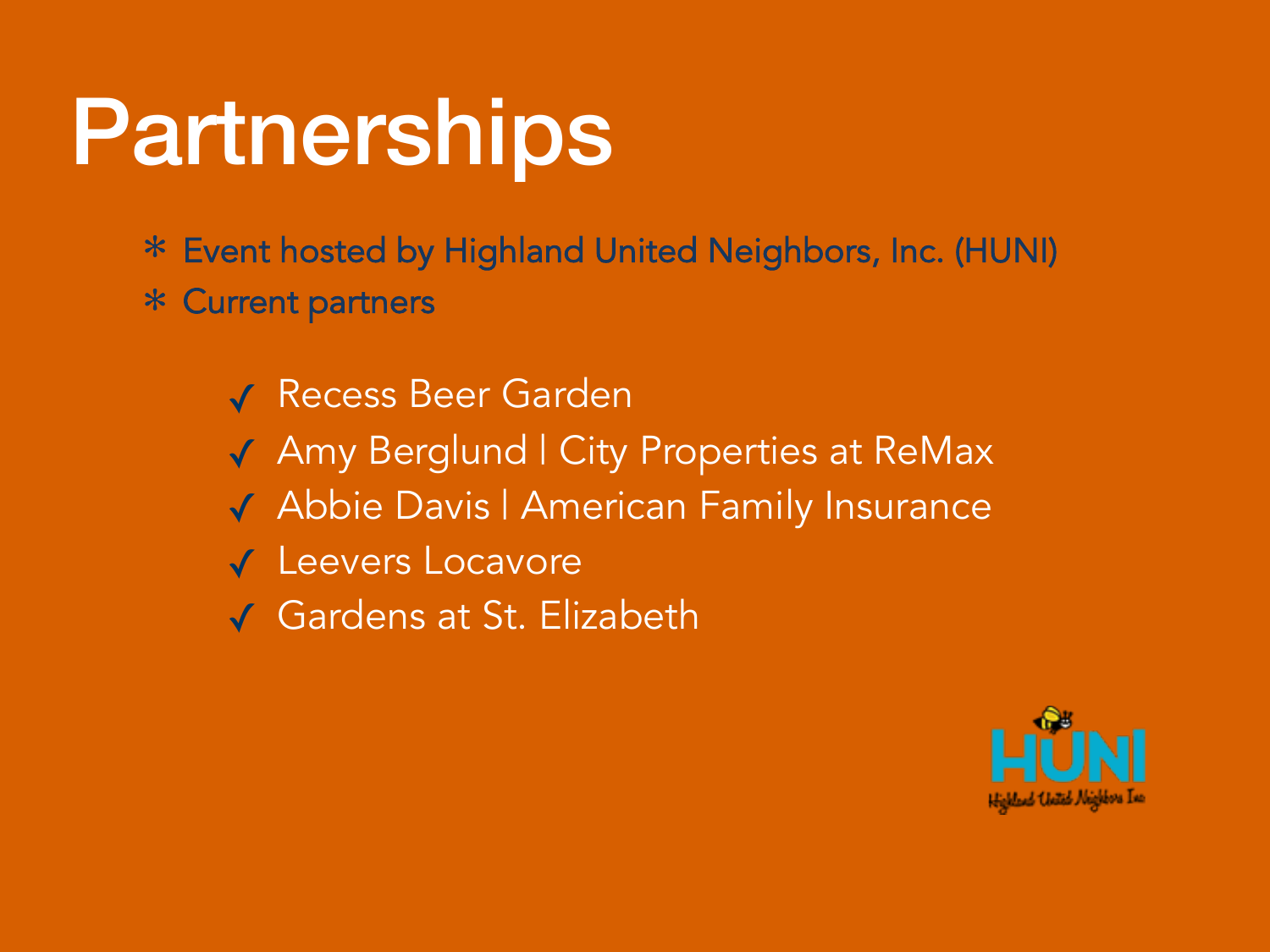# Partnerships

* Event hosted by Highland United Neighbors, Inc. (HUNI)
* Current partners
  - ✓ Recess Beer Garden
  - ✓ Amy Berglund | City Properties at ReMax
  - ✓ Abbie Davis | American Family Insurance
  - ✓ Leevers Locavore
  - ✓ Gardens at St. Elizabeth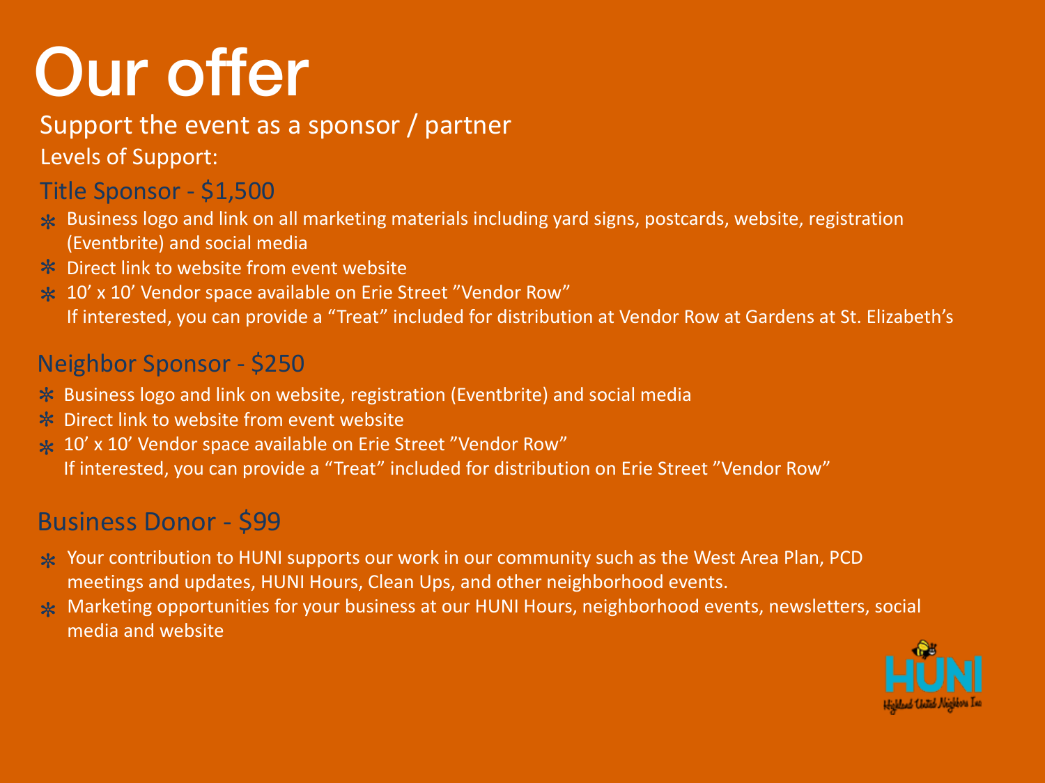# Our offer

Support the event as a sponsor / partner

Levels of Support:

## Title Sponsor - $1,500

- Business logo and link on all marketing materials including yard signs, postcards, website, registration (Eventbrite) and social media
- Direct link to website from event website
- 10' x 10' Vendor space available on Erie Street "Vendor Row"
  If interested, you can provide a "Treat" included for distribution at Vendor Row at Gardens at St. Elizabeth's

## Neighbor Sponsor - $250

- Business logo and link on website, registration (Eventbrite) and social media
- Direct link to website from event website
- 10' x 10' Vendor space available on Erie Street "Vendor Row"
  If interested, you can provide a "Treat" included for distribution on Erie Street "Vendor Row"

## Business Donor - $99

- Your contribution to HUNI supports our work in our community such as the West Area Plan, PCD meetings and updates, HUNI Hours, Clean Ups, and other neighborhood events.
- Marketing opportunities for your business at our HUNI Hours, neighborhood events, newsletters, social media and website

HUNI
Highland United Neighbors Inc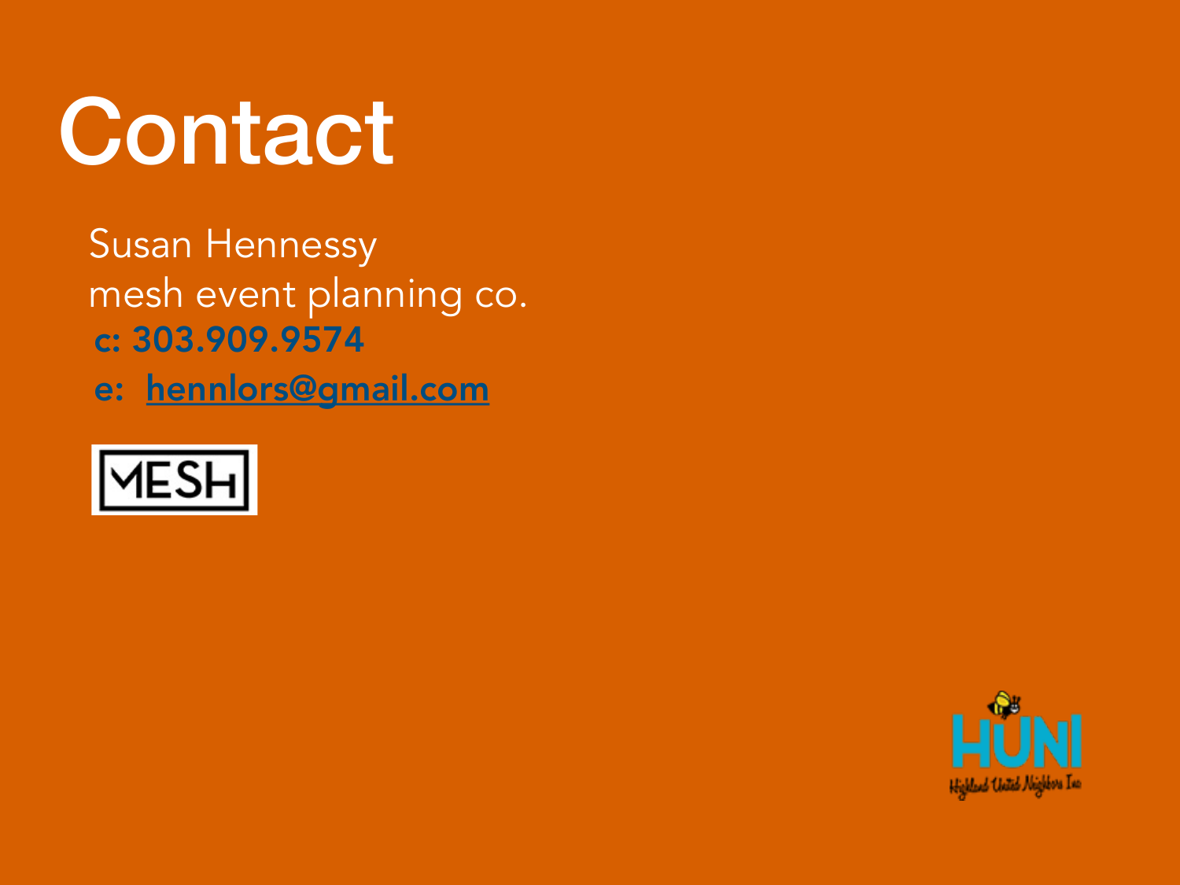# Contact

Susan Hennessy
mesh event planning co.
**c: 303.909.9574**
**e: hennlors@gmail.com**

MESH

HUNI
Highland United Neighbors Inc